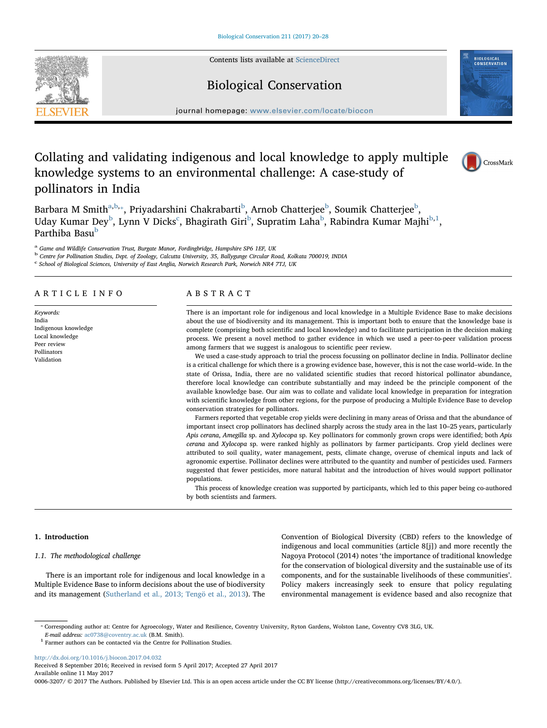# Collating and validating indigenous and local knowledge to apply multiple knowledge systems to an environmental challenge: A case-study of pollinators in India

Barbara M Smith[a,b,*], Priyadarshini Chakrabarti[b], Arnob Chatterjee[b], Soumik Chatterjee[b], Uday Kumar Dey[b], Lynn V Dicks[c], Bhagirath Giri[b], Supratim Laha[b], Rabindra Kumar Majhi[b,1], Parthiba Basu[b]

[a] Game and Wildlife Conservation Trust, Burgate Manor, Fordingbridge, Hampshire SP6 1EF, UK
[b] Centre for Pollination Studies, Dept. of Zoology, Calcutta University, 35, Ballygunge Circular Road, Kolkata 700019, INDIA
[c] School of Biological Sciences, University of East Anglia, Norwich Research Park, Norwich NR4 7TJ, UK

## ARTICLE INFO

*Keywords:*
India
Indigenous knowledge
Local knowledge
Peer review
Pollinators
Validation

## ABSTRACT

There is an important role for indigenous and local knowledge in a Multiple Evidence Base to make decisions about the use of biodiversity and its management. This is important both to ensure that the knowledge base is complete (comprising both scientific and local knowledge) and to facilitate participation in the decision making process. We present a novel method to gather evidence in which we used a peer-to-peer validation process among farmers that we suggest is analogous to scientific peer review.

We used a case-study approach to trial the process focussing on pollinator decline in India. Pollinator decline is a critical challenge for which there is a growing evidence base, however, this is not the case world–wide. In the state of Orissa, India, there are no validated scientific studies that record historical pollinator abundance, therefore local knowledge can contribute substantially and may indeed be the principle component of the available knowledge base. Our aim was to collate and validate local knowledge in preparation for integration with scientific knowledge from other regions, for the purpose of producing a Multiple Evidence Base to develop conservation strategies for pollinators.

Farmers reported that vegetable crop yields were declining in many areas of Orissa and that the abundance of important insect crop pollinators has declined sharply across the study area in the last 10–25 years, particularly *Apis cerana*, *Amegilla* sp. and *Xylocopa* sp. Key pollinators for commonly grown crops were identified; both *Apis cerana* and *Xylocopa* sp. were ranked highly as pollinators by farmer participants. Crop yield declines were attributed to soil quality, water management, pests, climate change, overuse of chemical inputs and lack of agronomic expertise. Pollinator declines were attributed to the quantity and number of pesticides used. Farmers suggested that fewer pesticides, more natural habitat and the introduction of hives would support pollinator populations.

This process of knowledge creation was supported by participants, which led to this paper being co-authored by both scientists and farmers.

## 1. Introduction

### 1.1. The methodological challenge

There is an important role for indigenous and local knowledge in a Multiple Evidence Base to inform decisions about the use of biodiversity and its management (Sutherland et al., 2013; Tengö et al., 2013). The Convention of Biological Diversity (CBD) refers to the knowledge of indigenous and local communities (article 8[j]) and more recently the Nagoya Protocol (2014) notes 'the importance of traditional knowledge for the conservation of biological diversity and the sustainable use of its components, and for the sustainable livelihoods of these communities'. Policy makers increasingly seek to ensure that policy regulating environmental management is evidence based and also recognize that

* Corresponding author at: Centre for Agroecology, Water and Resilience, Coventry University, Ryton Gardens, Wolston Lane, Coventry CV8 3LG, UK.
*E-mail address:* ac0738@coventry.ac.uk (B.M. Smith).
[1] Farmer authors can be contacted via the Centre for Pollination Studies.

http://dx.doi.org/10.1016/j.biocon.2017.04.032
Received 8 September 2016; Received in revised form 5 April 2017; Accepted 27 April 2017
Available online 11 May 2017
0006-3207/ © 2017 The Authors. Published by Elsevier Ltd. This is an open access article under the CC BY license (http://creativecommons.org/licenses/BY/4.0/).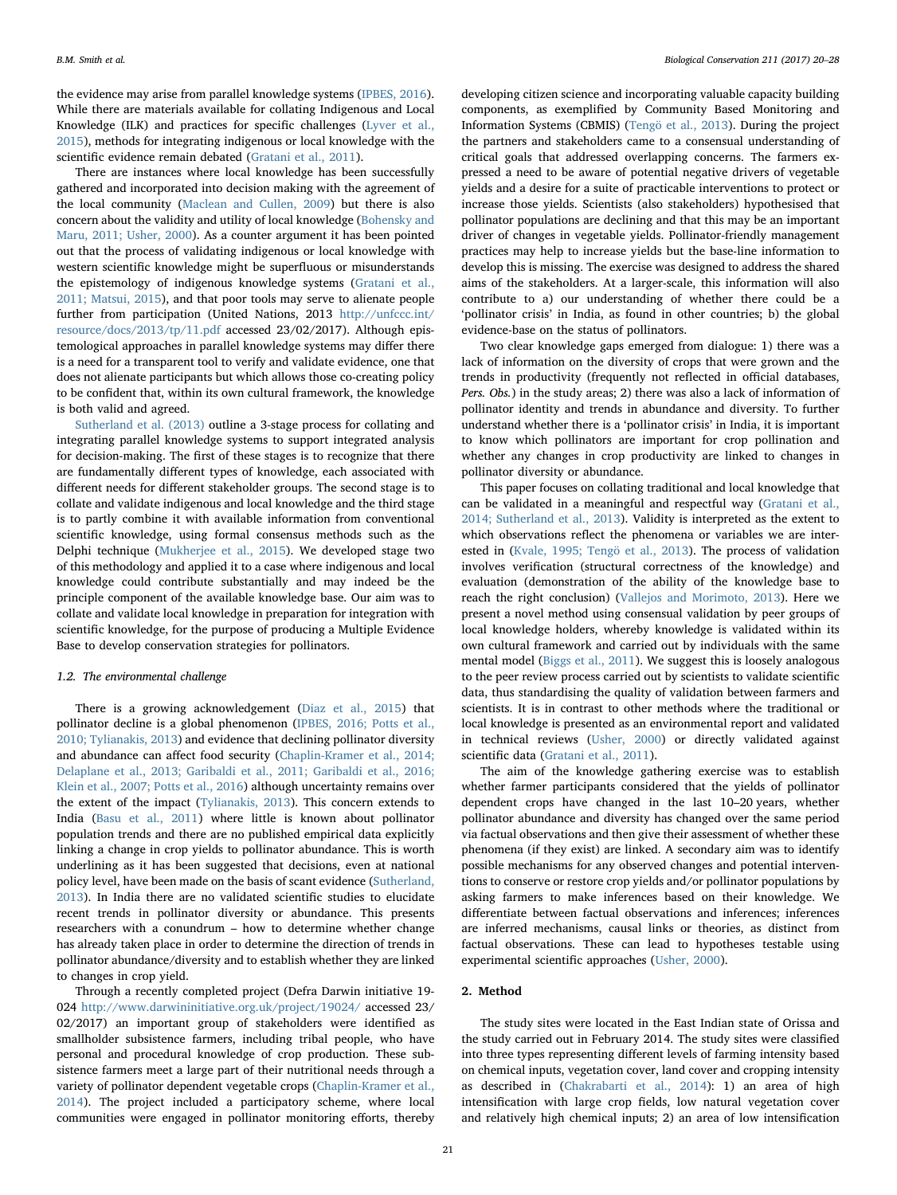the evidence may arise from parallel knowledge systems (IPBES, 2016). While there are materials available for collating Indigenous and Local Knowledge (ILK) and practices for specific challenges (Lyver et al., 2015), methods for integrating indigenous or local knowledge with the scientific evidence remain debated (Gratani et al., 2011).

There are instances where local knowledge has been successfully gathered and incorporated into decision making with the agreement of the local community (Maclean and Cullen, 2009) but there is also concern about the validity and utility of local knowledge (Bohensky and Maru, 2011; Usher, 2000). As a counter argument it has been pointed out that the process of validating indigenous or local knowledge with western scientific knowledge might be superfluous or misunderstands the epistemology of indigenous knowledge systems (Gratani et al., 2011; Matsui, 2015), and that poor tools may serve to alienate people further from participation (United Nations, 2013 http://unfccc.int/resource/docs/2013/tp/11.pdf accessed 23/02/2017). Although epistemological approaches in parallel knowledge systems may differ there is a need for a transparent tool to verify and validate evidence, one that does not alienate participants but which allows those co-creating policy to be confident that, within its own cultural framework, the knowledge is both valid and agreed.

Sutherland et al. (2013) outline a 3-stage process for collating and integrating parallel knowledge systems to support integrated analysis for decision-making. The first of these stages is to recognize that there are fundamentally different types of knowledge, each associated with different needs for different stakeholder groups. The second stage is to collate and validate indigenous and local knowledge and the third stage is to partly combine it with available information from conventional scientific knowledge, using formal consensus methods such as the Delphi technique (Mukherjee et al., 2015). We developed stage two of this methodology and applied it to a case where indigenous and local knowledge could contribute substantially and may indeed be the principle component of the available knowledge base. Our aim was to collate and validate local knowledge in preparation for integration with scientific knowledge, for the purpose of producing a Multiple Evidence Base to develop conservation strategies for pollinators.

### 1.2. The environmental challenge

There is a growing acknowledgement (Diaz et al., 2015) that pollinator decline is a global phenomenon (IPBES, 2016; Potts et al., 2010; Tylianakis, 2013) and evidence that declining pollinator diversity and abundance can affect food security (Chaplin-Kramer et al., 2014; Delaplane et al., 2013; Garibaldi et al., 2011; Garibaldi et al., 2016; Klein et al., 2007; Potts et al., 2016) although uncertainty remains over the extent of the impact (Tylianakis, 2013). This concern extends to India (Basu et al., 2011) where little is known about pollinator population trends and there are no published empirical data explicitly linking a change in crop yields to pollinator abundance. This is worth underlining as it has been suggested that decisions, even at national policy level, have been made on the basis of scant evidence (Sutherland, 2013). In India there are no validated scientific studies to elucidate recent trends in pollinator diversity or abundance. This presents researchers with a conundrum – how to determine whether change has already taken place in order to determine the direction of trends in pollinator abundance/diversity and to establish whether they are linked to changes in crop yield.

Through a recently completed project (Defra Darwin initiative 19-024 http://www.darwininitiative.org.uk/project/19024/ accessed 23/02/2017) an important group of stakeholders were identified as smallholder subsistence farmers, including tribal people, who have personal and procedural knowledge of crop production. These subsistence farmers meet a large part of their nutritional needs through a variety of pollinator dependent vegetable crops (Chaplin-Kramer et al., 2014). The project included a participatory scheme, where local communities were engaged in pollinator monitoring efforts, thereby developing citizen science and incorporating valuable capacity building components, as exemplified by Community Based Monitoring and Information Systems (CBMIS) (Tengö et al., 2013). During the project the partners and stakeholders came to a consensual understanding of critical goals that addressed overlapping concerns. The farmers expressed a need to be aware of potential negative drivers of vegetable yields and a desire for a suite of practicable interventions to protect or increase those yields. Scientists (also stakeholders) hypothesised that pollinator populations are declining and that this may be an important driver of changes in vegetable yields. Pollinator-friendly management practices may help to increase yields but the base-line information to develop this is missing. The exercise was designed to address the shared aims of the stakeholders. At a larger-scale, this information will also contribute to a) our understanding of whether there could be a 'pollinator crisis' in India, as found in other countries; b) the global evidence-base on the status of pollinators.

Two clear knowledge gaps emerged from dialogue: 1) there was a lack of information on the diversity of crops that were grown and the trends in productivity (frequently not reflected in official databases, *Pers. Obs.*) in the study areas; 2) there was also a lack of information of pollinator identity and trends in abundance and diversity. To further understand whether there is a 'pollinator crisis' in India, it is important to know which pollinators are important for crop pollination and whether any changes in crop productivity are linked to changes in pollinator diversity or abundance.

This paper focuses on collating traditional and local knowledge that can be validated in a meaningful and respectful way (Gratani et al., 2014; Sutherland et al., 2013). Validity is interpreted as the extent to which observations reflect the phenomena or variables we are interested in (Kvale, 1995; Tengö et al., 2013). The process of validation involves verification (structural correctness of the knowledge) and evaluation (demonstration of the ability of the knowledge base to reach the right conclusion) (Vallejos and Morimoto, 2013). Here we present a novel method using consensual validation by peer groups of local knowledge holders, whereby knowledge is validated within its own cultural framework and carried out by individuals with the same mental model (Biggs et al., 2011). We suggest this is loosely analogous to the peer review process carried out by scientists to validate scientific data, thus standardising the quality of validation between farmers and scientists. It is in contrast to other methods where the traditional or local knowledge is presented as an environmental report and validated in technical reviews (Usher, 2000) or directly validated against scientific data (Gratani et al., 2011).

The aim of the knowledge gathering exercise was to establish whether farmer participants considered that the yields of pollinator dependent crops have changed in the last 10–20 years, whether pollinator abundance and diversity has changed over the same period via factual observations and then give their assessment of whether these phenomena (if they exist) are linked. A secondary aim was to identify possible mechanisms for any observed changes and potential interventions to conserve or restore crop yields and/or pollinator populations by asking farmers to make inferences based on their knowledge. We differentiate between factual observations and inferences; inferences are inferred mechanisms, causal links or theories, as distinct from factual observations. These can lead to hypotheses testable using experimental scientific approaches (Usher, 2000).

## 2. Method

The study sites were located in the East Indian state of Orissa and the study carried out in February 2014. The study sites were classified into three types representing different levels of farming intensity based on chemical inputs, vegetation cover, land cover and cropping intensity as described in (Chakrabarti et al., 2014): 1) an area of high intensification with large crop fields, low natural vegetation cover and relatively high chemical inputs; 2) an area of low intensification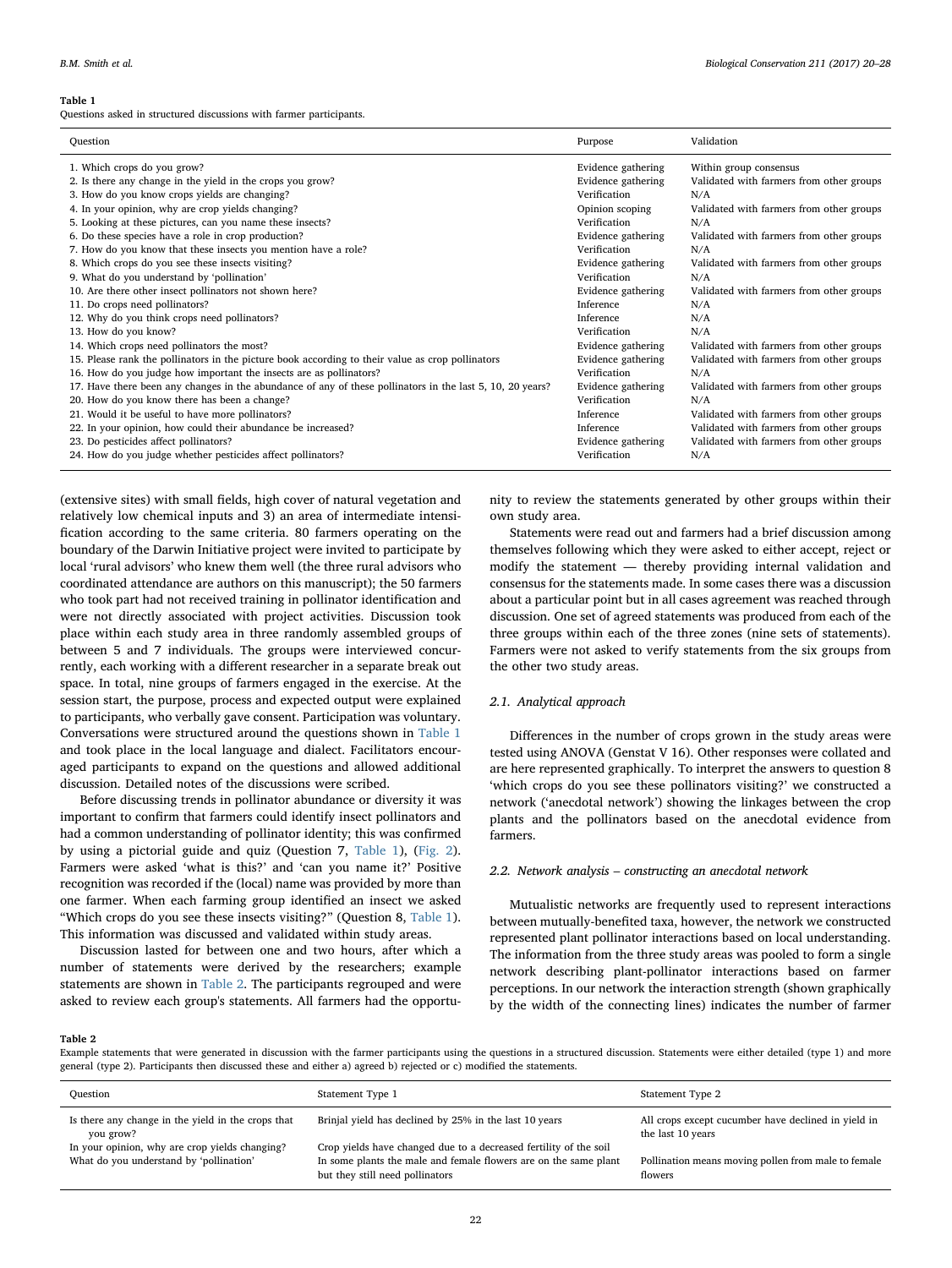**Table 1**
Questions asked in structured discussions with farmer participants.

| Question | Purpose | Validation |
|---|---|---|
| 1. Which crops do you grow? | Evidence gathering | Within group consensus |
| 2. Is there any change in the yield in the crops you grow? | Evidence gathering | Validated with farmers from other groups |
| 3. How do you know crops yields are changing? | Verification | N/A |
| 4. In your opinion, why are crop yields changing? | Opinion scoping | Validated with farmers from other groups |
| 5. Looking at these pictures, can you name these insects? | Verification | N/A |
| 6. Do these species have a role in crop production? | Evidence gathering | Validated with farmers from other groups |
| 7. How do you know that these insects you mention have a role? | Verification | N/A |
| 8. Which crops do you see these insects visiting? | Evidence gathering | Validated with farmers from other groups |
| 9. What do you understand by 'pollination' | Verification | N/A |
| 10. Are there other insect pollinators not shown here? | Evidence gathering | Validated with farmers from other groups |
| 11. Do crops need pollinators? | Inference | N/A |
| 12. Why do you think crops need pollinators? | Inference | N/A |
| 13. How do you know? | Verification | N/A |
| 14. Which crops need pollinators the most? | Evidence gathering | Validated with farmers from other groups |
| 15. Please rank the pollinators in the picture book according to their value as crop pollinators | Evidence gathering | Validated with farmers from other groups |
| 16. How do you judge how important the insects are as pollinators? | Verification | N/A |
| 17. Have there been any changes in the abundance of any of these pollinators in the last 5, 10, 20 years? | Evidence gathering | Validated with farmers from other groups |
| 20. How do you know there has been a change? | Verification | N/A |
| 21. Would it be useful to have more pollinators? | Inference | Validated with farmers from other groups |
| 22. In your opinion, how could their abundance be increased? | Inference | Validated with farmers from other groups |
| 23. Do pesticides affect pollinators? | Evidence gathering | Validated with farmers from other groups |
| 24. How do you judge whether pesticides affect pollinators? | Verification | N/A |

(extensive sites) with small fields, high cover of natural vegetation and relatively low chemical inputs and 3) an area of intermediate intensification according to the same criteria. 80 farmers operating on the boundary of the Darwin Initiative project were invited to participate by local 'rural advisors' who knew them well (the three rural advisors who coordinated attendance are authors on this manuscript); the 50 farmers who took part had not received training in pollinator identification and were not directly associated with project activities. Discussion took place within each study area in three randomly assembled groups of between 5 and 7 individuals. The groups were interviewed concurrently, each working with a different researcher in a separate break out space. In total, nine groups of farmers engaged in the exercise. At the session start, the purpose, process and expected output were explained to participants, who verbally gave consent. Participation was voluntary. Conversations were structured around the questions shown in Table 1 and took place in the local language and dialect. Facilitators encouraged participants to expand on the questions and allowed additional discussion. Detailed notes of the discussions were scribed.

Before discussing trends in pollinator abundance or diversity it was important to confirm that farmers could identify insect pollinators and had a common understanding of pollinator identity; this was confirmed by using a pictorial guide and quiz (Question 7, Table 1), (Fig. 2). Farmers were asked 'what is this?' and 'can you name it?' Positive recognition was recorded if the (local) name was provided by more than one farmer. When each farming group identified an insect we asked "Which crops do you see these insects visiting?" (Question 8, Table 1). This information was discussed and validated within study areas.

Discussion lasted for between one and two hours, after which a number of statements were derived by the researchers; example statements are shown in Table 2. The participants regrouped and were asked to review each group's statements. All farmers had the opportunity to review the statements generated by other groups within their own study area.

Statements were read out and farmers had a brief discussion among themselves following which they were asked to either accept, reject or modify the statement — thereby providing internal validation and consensus for the statements made. In some cases there was a discussion about a particular point but in all cases agreement was reached through discussion. One set of agreed statements was produced from each of the three groups within each of the three zones (nine sets of statements). Farmers were not asked to verify statements from the six groups from the other two study areas.

### 2.1. Analytical approach

Differences in the number of crops grown in the study areas were tested using ANOVA (Genstat V 16). Other responses were collated and are here represented graphically. To interpret the answers to question 8 'which crops do you see these pollinators visiting?' we constructed a network ('anecdotal network') showing the linkages between the crop plants and the pollinators based on the anecdotal evidence from farmers.

### 2.2. Network analysis – constructing an anecdotal network

Mutualistic networks are frequently used to represent interactions between mutually-benefited taxa, however, the network we constructed represented plant pollinator interactions based on local understanding. The information from the three study areas was pooled to form a single network describing plant-pollinator interactions based on farmer perceptions. In our network the interaction strength (shown graphically by the width of the connecting lines) indicates the number of farmer

**Table 2**
Example statements that were generated in discussion with the farmer participants using the questions in a structured discussion. Statements were either detailed (type 1) and more general (type 2). Participants then discussed these and either a) agreed b) rejected or c) modified the statements.

| Question | Statement Type 1 | Statement Type 2 |
|---|---|---|
| Is there any change in the yield in the crops that you grow? | Brinjal yield has declined by 25% in the last 10 years | All crops except cucumber have declined in yield in the last 10 years |
| In your opinion, why are crop yields changing? | Crop yields have changed due to a decreased fertility of the soil | |
| What do you understand by 'pollination' | In some plants the male and female flowers are on the same plant but they still need pollinators | Pollination means moving pollen from male to female flowers |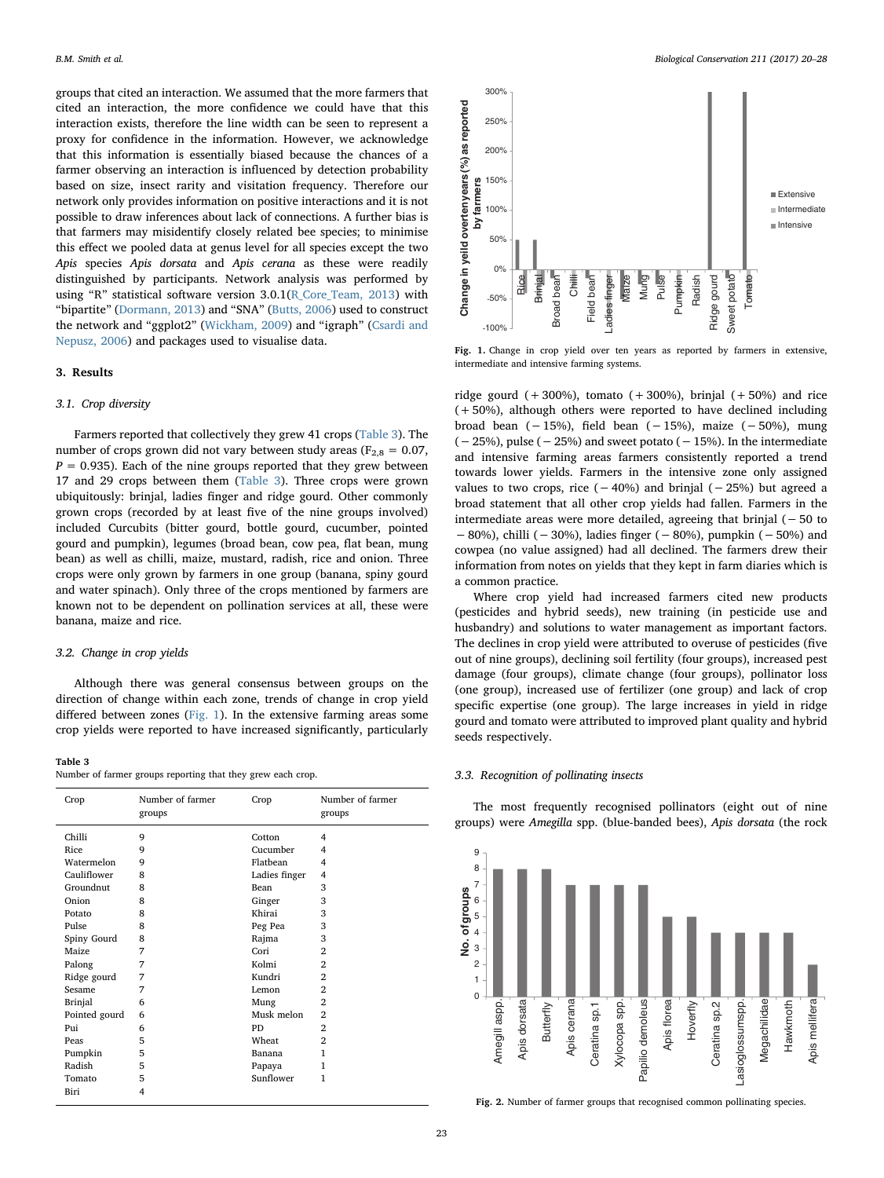groups that cited an interaction. We assumed that the more farmers that cited an interaction, the more confidence we could have that this interaction exists, therefore the line width can be seen to represent a proxy for confidence in the information. However, we acknowledge that this information is essentially biased because the chances of a farmer observing an interaction is influenced by detection probability based on size, insect rarity and visitation frequency. Therefore our network only provides information on positive interactions and it is not possible to draw inferences about lack of connections. A further bias is that farmers may misidentify closely related bee species; to minimise this effect we pooled data at genus level for all species except the two *Apis* species *Apis dorsata* and *Apis cerana* as these were readily distinguished by participants. Network analysis was performed by using "R" statistical software version 3.0.1(R_Core_Team, 2013) with "bipartite" (Dormann, 2013) and "SNA" (Butts, 2006) used to construct the network and "ggplot2" (Wickham, 2009) and "igraph" (Csardi and Nepusz, 2006) and packages used to visualise data.

## 3. Results

### 3.1. Crop diversity

Farmers reported that collectively they grew 41 crops (Table 3). The number of crops grown did not vary between study areas ($F_{2,8} = 0.07$, $P = 0.935$). Each of the nine groups reported that they grew between 17 and 29 crops between them (Table 3). Three crops were grown ubiquitously: brinjal, ladies finger and ridge gourd. Other commonly grown crops (recorded by at least five of the nine groups involved) included Curcubits (bitter gourd, bottle gourd, cucumber, pointed gourd and pumpkin), legumes (broad bean, cow pea, flat bean, mung bean) as well as chilli, maize, mustard, radish, rice and onion. Three crops were only grown by farmers in one group (banana, spiny gourd and water spinach). Only three of the crops mentioned by farmers are known not to be dependent on pollination services at all, these were banana, maize and rice.

### 3.2. Change in crop yields

Although there was general consensus between groups on the direction of change within each zone, trends of change in crop yield differed between zones (Fig. 1). In the extensive farming areas some crop yields were reported to have increased significantly, particularly ridge gourd (+300%), tomato (+300%), brinjal (+50%) and rice (+50%), although others were reported to have declined including broad bean (−15%), field bean (−15%), maize (−50%), mung (−25%), pulse (−25%) and sweet potato (−15%). In the intermediate and intensive farming areas farmers consistently reported a trend towards lower yields. Farmers in the intensive zone only assigned values to two crops, rice (−40%) and brinjal (−25%) but agreed a broad statement that all other crop yields had fallen. Farmers in the intermediate areas were more detailed, agreeing that brinjal (−50 to −80%), chilli (−30%), ladies finger (−80%), pumpkin (−50%) and cowpea (no value assigned) had all declined. The farmers drew their information from notes on yields that they kept in farm diaries which is a common practice.

Where crop yield had increased farmers cited new products (pesticides and hybrid seeds), new training (in pesticide use and husbandry) and solutions to water management as important factors. The declines in crop yield were attributed to overuse of pesticides (five out of nine groups), declining soil fertility (four groups), increased pest damage (four groups), climate change (four groups), pollinator loss (one group), increased use of fertilizer (one group) and lack of crop specific expertise (one group). The large increases in yield in ridge gourd and tomato were attributed to improved plant quality and hybrid seeds respectively.

Table 3
Number of farmer groups reporting that they grew each crop.

| Crop | Number of farmer groups | Crop | Number of farmer groups |
|---|---|---|---|
| Chilli | 9 | Cotton | 4 |
| Rice | 9 | Cucumber | 4 |
| Watermelon | 9 | Flatbean | 4 |
| Cauliflower | 8 | Ladies finger | 4 |
| Groundnut | 8 | Bean | 3 |
| Onion | 8 | Ginger | 3 |
| Potato | 8 | Khirai | 3 |
| Pulse | 8 | Peg Pea | 3 |
| Spiny Gourd | 8 | Rajma | 3 |
| Maize | 7 | Cori | 2 |
| Palong | 7 | Kolmi | 2 |
| Ridge gourd | 7 | Kundri | 2 |
| Sesame | 7 | Lemon | 2 |
| Brinjal | 6 | Mung | 2 |
| Pointed gourd | 6 | Musk melon | 2 |
| Pui | 6 | PD | 2 |
| Peas | 5 | Wheat | 2 |
| Pumpkin | 5 | Banana | 1 |
| Radish | 5 | Papaya | 1 |
| Tomato | 5 | Sunflower | 1 |
| Biri | 4 | | |

Fig. 1. Change in crop yield over ten years as reported by farmers in extensive, intermediate and intensive farming systems.

### 3.3. Recognition of pollinating insects

The most frequently recognised pollinators (eight out of nine groups) were *Amegilla* spp. (blue-banded bees), *Apis dorsata* (the rock

Fig. 2. Number of farmer groups that recognised common pollinating species.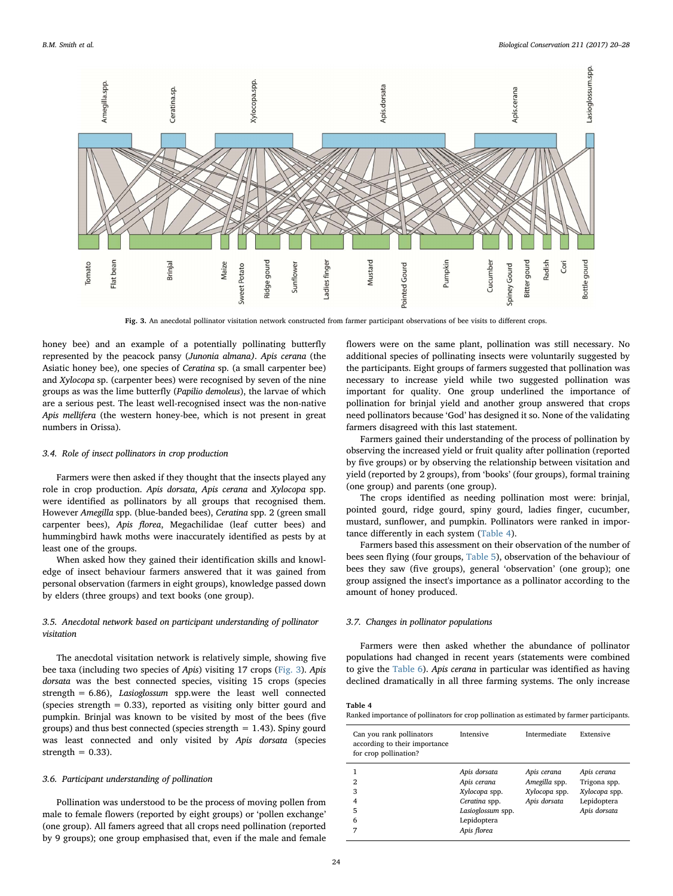Fig. 3. An anecdotal pollinator visitation network constructed from farmer participant observations of bee visits to different crops.

honey bee) and an example of a potentially pollinating butterfly represented by the peacock pansy (*Junonia almana*). *Apis cerana* (the Asiatic honey bee), one species of *Ceratina* sp. (a small carpenter bee) and *Xylocopa* sp. (carpenter bees) were recognised by seven of the nine groups as was the lime butterfly (*Papilio demoleus*), the larvae of which are a serious pest. The least well-recognised insect was the non-native *Apis mellifera* (the western honey-bee, which is not present in great numbers in Orissa).

### 3.4. Role of insect pollinators in crop production

Farmers were then asked if they thought that the insects played any role in crop production. *Apis dorsata*, *Apis cerana* and *Xylocopa* spp. were identified as pollinators by all groups that recognised them. However *Amegilla* spp. (blue-banded bees), *Ceratina* spp. 2 (green small carpenter bees), *Apis florea*, Megachilidae (leaf cutter bees) and hummingbird hawk moths were inaccurately identified as pests by at least one of the groups.

When asked how they gained their identification skills and knowledge of insect behaviour farmers answered that it was gained from personal observation (farmers in eight groups), knowledge passed down by elders (three groups) and text books (one group).

### 3.5. Anecdotal network based on participant understanding of pollinator visitation

The anecdotal visitation network is relatively simple, showing five bee taxa (including two species of *Apis*) visiting 17 crops (Fig. 3). *Apis dorsata* was the best connected species, visiting 15 crops (species strength = 6.86), *Lasioglossum* spp.were the least well connected (species strength = 0.33), reported as visiting only bitter gourd and pumpkin. Brinjal was known to be visited by most of the bees (five groups) and thus best connected (species strength = 1.43). Spiny gourd was least connected and only visited by *Apis dorsata* (species strength = 0.33).

### 3.6. Participant understanding of pollination

Pollination was understood to be the process of moving pollen from male to female flowers (reported by eight groups) or 'pollen exchange' (one group). All famers agreed that all crops need pollination (reported by 9 groups); one group emphasised that, even if the male and female flowers were on the same plant, pollination was still necessary. No additional species of pollinating insects were voluntarily suggested by the participants. Eight groups of farmers suggested that pollination was necessary to increase yield while two suggested pollination was important for quality. One group underlined the importance of pollination for brinjal yield and another group answered that crops need pollinators because 'God' has designed it so. None of the validating farmers disagreed with this last statement.

Farmers gained their understanding of the process of pollination by observing the increased yield or fruit quality after pollination (reported by five groups) or by observing the relationship between visitation and yield (reported by 2 groups), from 'books' (four groups), formal training (one group) and parents (one group).

The crops identified as needing pollination most were: brinjal, pointed gourd, ridge gourd, spiny gourd, ladies finger, cucumber, mustard, sunflower, and pumpkin. Pollinators were ranked in importance differently in each system (Table 4).

Farmers based this assessment on their observation of the number of bees seen flying (four groups, Table 5), observation of the behaviour of bees they saw (five groups), general 'observation' (one group); one group assigned the insect's importance as a pollinator according to the amount of honey produced.

### 3.7. Changes in pollinator populations

Farmers were then asked whether the abundance of pollinator populations had changed in recent years (statements were combined to give the Table 6). *Apis cerana* in particular was identified as having declined dramatically in all three farming systems. The only increase

**Table 4**
Ranked importance of pollinators for crop pollination as estimated by farmer participants.

| Can you rank pollinators according to their importance for crop pollination? | Intensive | Intermediate | Extensive |
|---|---|---|---|
| 1 | *Apis dorsata* | *Apis cerana* | *Apis cerana* |
| 2 | *Apis cerana* | *Amegilla* spp. | Trigona spp. |
| 3 | *Xylocopa* spp. | *Xylocopa* spp. | *Xylocopa* spp. |
| 4 | *Ceratina* spp. | *Apis dorsata* | Lepidoptera |
| 5 | *Lasioglossum* spp. | | *Apis dorsata* |
| 6 | Lepidoptera | | |
| 7 | *Apis florea* | | |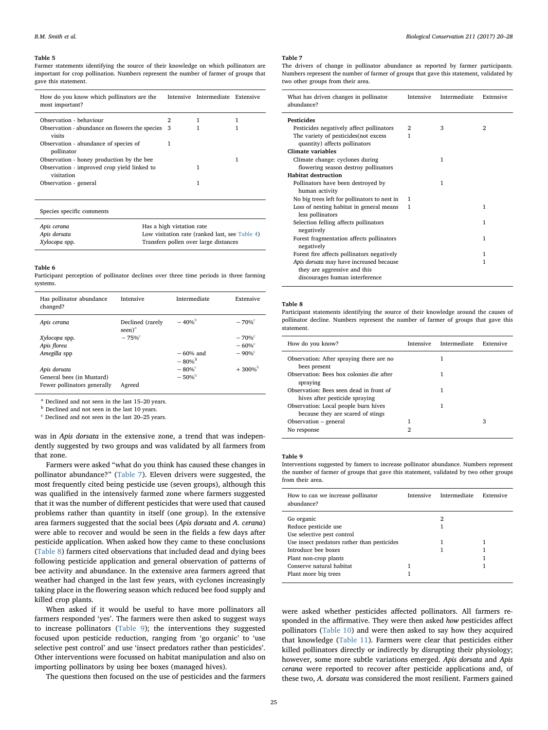**Table 5**
Farmer statements identifying the source of their knowledge on which pollinators are important for crop pollination. Numbers represent the number of farmer of groups that gave this statement.

| How do you know which pollinators are the most important? | Intensive | Intermediate | Extensive |
|---|---|---|---|
| Observation - behaviour | 2 | 1 | 1 |
| Observation - abundance on flowers the species visits | 3 | 1 | 1 |
| Observation - abundance of species of pollinator | 1 | | |
| Observation - honey production by the bee | | | 1 |
| Observation - improved crop yield linked to visitation | | 1 | |
| Observation - general | | 1 | |

| Species specific comments | |
|---|---|
| *Apis cerana* | Has a high vistation rate |
| *Apis dorsata* | Low visitation rate (ranked last, see Table 4) |
| *Xylocopa* spp. | Transfers pollen over large distances |

**Table 6**
Participant perception of pollinator declines over three time periods in three farming systems.

| Has pollinator abundance changed? | Intensive | Intermediate | Extensive |
|---|---|---|---|
| *Apis cerana* | Declined (rarely seen)[a] | −40%[b] | −70%[c] |
| *Xylocopa* spp. | −75%[c] | | −70%[c] |
| *Apis florea* | | | −60%[c] |
| *Amegilla* spp | | −60% and −80%[3] | −90%[c] |
| *Apis dorsata* | | −80%[c] | +300%[b] |
| General bees (in Mustard) | | −50%[b] | |
| Fewer pollinators generally | Agreed | | |

[a] Declined and not seen in the last 15–20 years.
[b] Declined and not seen in the last 10 years.
[c] Declined and not seen in the last 20–25 years.

was in *Apis dorsata* in the extensive zone, a trend that was independently suggested by two groups and was validated by all farmers from that zone.

Farmers were asked "what do you think has caused these changes in pollinator abundance?" (Table 7). Eleven drivers were suggested, the most frequently cited being pesticide use (seven groups), although this was qualified in the intensively farmed zone where farmers suggested that it was the number of different pesticides that were used that caused problems rather than quantity in itself (one group). In the extensive area farmers suggested that the social bees (*Apis dorsata* and *A. cerana*) were able to recover and would be seen in the fields a few days after pesticide application. When asked how they came to these conclusions (Table 8) farmers cited observations that included dead and dying bees following pesticide application and general observation of patterns of bee activity and abundance. In the extensive area farmers agreed that weather had changed in the last few years, with cyclones increasingly taking place in the flowering season which reduced bee food supply and killed crop plants.

When asked if it would be useful to have more pollinators all farmers responded 'yes'. The farmers were then asked to suggest ways to increase pollinators (Table 9); the interventions they suggested focused upon pesticide reduction, ranging from 'go organic' to 'use selective pest control' and use 'insect predators rather than pesticides'. Other interventions were focussed on habitat manipulation and also on importing pollinators by using bee boxes (managed hives).

The questions then focused on the use of pesticides and the farmers were asked whether pesticides affected pollinators. All farmers responded in the affirmative. They were then asked *how* pesticides affect pollinators (Table 10) and were then asked to say how they acquired that knowledge (Table 11). Farmers were clear that pesticides either killed pollinators directly or indirectly by disrupting their physiology; however, some more subtle variations emerged. *Apis dorsata* and *Apis cerana* were reported to recover after pesticide applications and, of these two, *A. dorsata* was considered the most resilient. Farmers gained

**Table 7**
The drivers of change in pollinator abundance as reported by farmer participants. Numbers represent the number of farmer of groups that gave this statement, validated by two other groups from their area.

| What has driven changes in pollinator abundance? | Intensive | Intermediate | Extensive |
|---|---|---|---|
| **Pesticides** | | | |
| Pesticides negatively affect pollinators | 2 | 3 | 2 |
| The variety of pesticides(not excess quantity) affects pollinators | 1 | | |
| **Climate variables** | | | |
| Climate change: cyclones during flowering season destroy pollinators | | 1 | |
| **Habitat destruction** | | | |
| Pollinators have been destroyed by human activity | | 1 | |
| No big trees left for pollinators to nest in | 1 | | |
| Loss of nesting habitat in general means less pollinators | 1 | | 1 |
| Selection felling affects pollinators negatively | | | 1 |
| Forest fragmentation affects pollinators negatively | | | 1 |
| Forest fire affects pollinators negatively | | | 1 |
| *Apis dorsata* may have increased because they are aggressive and this discourages human interference | | | 1 |

**Table 8**
Participant statements identifying the source of their knowledge around the causes of pollinator decline. Numbers represent the number of farmer of groups that gave this statement.

| How do you know? | Intensive | Intermediate | Extensive |
|---|---|---|---|
| Observation: After spraying there are no bees present | | 1 | |
| Observation: Bees box colonies die after spraying | | 1 | |
| Observation: Bees seen dead in front of hives after pesticide spraying | | 1 | |
| Observation: Local people burn hives because they are scared of stings | | 1 | |
| Observation – general | 1 | | 3 |
| No response | 2 | | |

**Table 9**
Interventions suggested by famers to increase pollinator abundance. Numbers represent the number of farmer of groups that gave this statement, validated by two other groups from their area.

| How to can we increase pollinator abundance? | Intensive | Intermediate | Extensive |
|---|---|---|---|
| Go organic | | 2 | |
| Reduce pesticide use | | 1 | |
| Use selective pest control | | | |
| Use insect predators rather than pesticides | | 1 | 1 |
| Introduce bee boxes | | 1 | 1 |
| Plant non-crop plants | | | 1 |
| Conserve natural habitat | 1 | | 1 |
| Plant more big trees | 1 | | |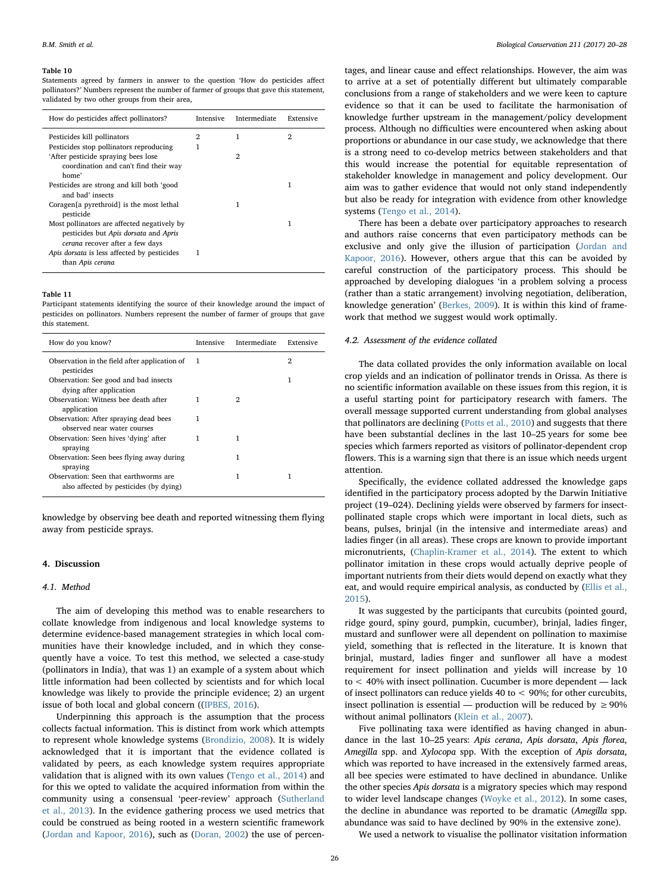**Table 10**
Statements agreed by farmers in answer to the question 'How do pesticides affect pollinators?' Numbers represent the number of farmer of groups that gave this statement, validated by two other groups from their area,

| How do pesticides affect pollinators? | Intensive | Intermediate | Extensive |
|---|---|---|---|
| Pesticides kill pollinators | 2 | 1 | 2 |
| Pesticides stop pollinators reproducing | 1 | | |
| 'After pesticide spraying bees lose coordination and can't find their way home' | | 2 | |
| Pesticides are strong and kill both 'good and bad' insects | | | 1 |
| Coragen[a pyrethroid] is the most lethal pesticide | | 1 | |
| Most pollinators are affected negatively by pesticides but *Apis dorsata* and *Apris cerana* recover after a few days | | | 1 |
| *Apis dorsata* is less affected by pesticides than *Apis cerana* | 1 | | |

**Table 11**
Participant statements identifying the source of their knowledge around the impact of pesticides on pollinators. Numbers represent the number of farmer of groups that gave this statement.

| How do you know? | Intensive | Intermediate | Extensive |
|---|---|---|---|
| Observation in the field after application of pesticides | 1 | | 2 |
| Observation: See good and bad insects dying after application | | | 1 |
| Observation: Witness bee death after application | 1 | 2 | |
| Observation: After spraying dead bees observed near water courses | 1 | | |
| Observation: Seen hives 'dying' after spraying | 1 | 1 | |
| Observation: Seen bees flying away during spraying | | 1 | |
| Observation: Seen that earthworms are also affected by pesticides (by dying) | | 1 | 1 |

knowledge by observing bee death and reported witnessing them flying away from pesticide sprays.

## 4. Discussion

### 4.1. Method

The aim of developing this method was to enable researchers to collate knowledge from indigenous and local knowledge systems to determine evidence-based management strategies in which local communities have their knowledge included, and in which they consequently have a voice. To test this method, we selected a case-study (pollinators in India), that was 1) an example of a system about which little information had been collected by scientists and for which local knowledge was likely to provide the principle evidence; 2) an urgent issue of both local and global concern ((IPBES, 2016).

Underpinning this approach is the assumption that the process collects factual information. This is distinct from work which attempts to represent whole knowledge systems (Brondizio, 2008). It is widely acknowledged that it is important that the evidence collated is validated by peers, as each knowledge system requires appropriate validation that is aligned with its own values (Tengo et al., 2014) and for this we opted to validate the acquired information from within the community using a consensual 'peer-review' approach (Sutherland et al., 2013). In the evidence gathering process we used metrics that could be construed as being rooted in a western scientific framework (Jordan and Kapoor, 2016), such as (Doran, 2002) the use of percentages, and linear cause and effect relationships. However, the aim was to arrive at a set of potentially different but ultimately comparable conclusions from a range of stakeholders and we were keen to capture evidence so that it can be used to facilitate the harmonisation of knowledge further upstream in the management/policy development process. Although no difficulties were encountered when asking about proportions or abundance in our case study, we acknowledge that there is a strong need to co-develop metrics between stakeholders and that this would increase the potential for equitable representation of stakeholder knowledge in management and policy development. Our aim was to gather evidence that would not only stand independently but also be ready for integration with evidence from other knowledge systems (Tengo et al., 2014).

There has been a debate over participatory approaches to research and authors raise concerns that even participatory methods can be exclusive and only give the illusion of participation (Jordan and Kapoor, 2016). However, others argue that this can be avoided by careful construction of the participatory process. This should be approached by developing dialogues 'in a problem solving a process (rather than a static arrangement) involving negotiation, deliberation, knowledge generation' (Berkes, 2009). It is within this kind of framework that method we suggest would work optimally.

### 4.2. Assessment of the evidence collated

The data collated provides the only information available on local crop yields and an indication of pollinator trends in Orissa. As there is no scientific information available on these issues from this region, it is a useful starting point for participatory research with famers. The overall message supported current understanding from global analyses that pollinators are declining (Potts et al., 2010) and suggests that there have been substantial declines in the last 10–25 years for some bee species which farmers reported as visitors of pollinator-dependent crop flowers. This is a warning sign that there is an issue which needs urgent attention.

Specifically, the evidence collated addressed the knowledge gaps identified in the participatory process adopted by the Darwin Initiative project (19–024). Declining yields were observed by farmers for insect-pollinated staple crops which were important in local diets, such as beans, pulses, brinjal (in the intensive and intermediate areas) and ladies finger (in all areas). These crops are known to provide important micronutrients, (Chaplin-Kramer et al., 2014). The extent to which pollinator imitation in these crops would actually deprive people of important nutrients from their diets would depend on exactly what they eat, and would require empirical analysis, as conducted by (Ellis et al., 2015).

It was suggested by the participants that curcubits (pointed gourd, ridge gourd, spiny gourd, pumpkin, cucumber), brinjal, ladies finger, mustard and sunflower were all dependent on pollination to maximise yield, something that is reflected in the literature. It is known that brinjal, mustard, ladies finger and sunflower all have a modest requirement for insect pollination and yields will increase by 10 to < 40% with insect pollination. Cucumber is more dependent — lack of insect pollinators can reduce yields 40 to < 90%; for other curcubits, insect pollination is essential — production will be reduced by ≥ 90% without animal pollinators (Klein et al., 2007).

Five pollinating taxa were identified as having changed in abundance in the last 10–25 years: *Apis cerana*, *Apis dorsata*, *Apis florea*, *Amegilla* spp. and *Xylocopa* spp. With the exception of *Apis dorsata*, which was reported to have increased in the extensively farmed areas, all bee species were estimated to have declined in abundance. Unlike the other species *Apis dorsata* is a migratory species which may respond to wider level landscape changes (Woyke et al., 2012). In some cases, the decline in abundance was reported to be dramatic (*Amegilla* spp. abundance was said to have declined by 90% in the extensive zone).

We used a network to visualise the pollinator visitation information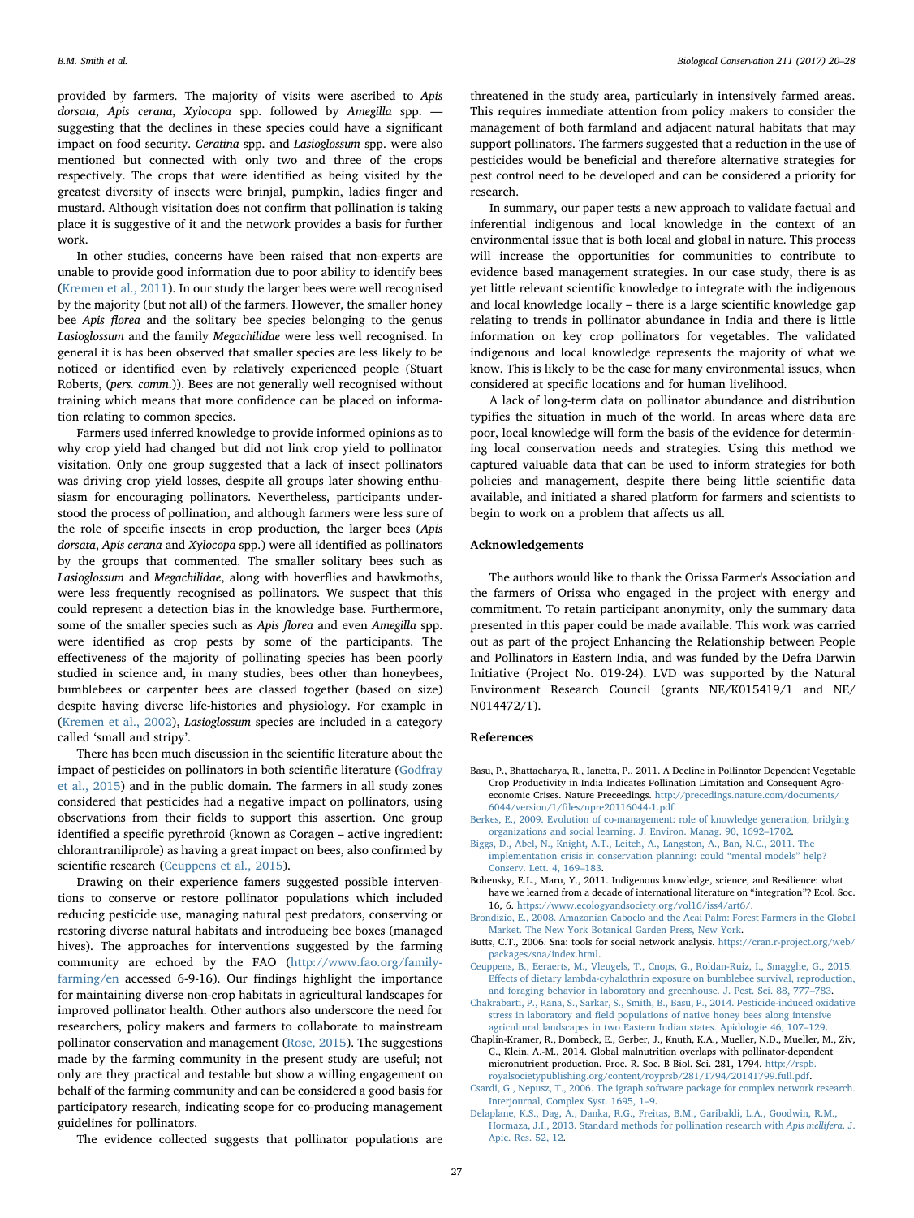provided by farmers. The majority of visits were ascribed to *Apis dorsata*, *Apis cerana*, *Xylocopa* spp. followed by *Amegilla* spp. — suggesting that the declines in these species could have a significant impact on food security. *Ceratina* spp. and *Lasioglossum* spp. were also mentioned but connected with only two and three of the crops respectively. The crops that were identified as being visited by the greatest diversity of insects were brinjal, pumpkin, ladies finger and mustard. Although visitation does not confirm that pollination is taking place it is suggestive of it and the network provides a basis for further work.

In other studies, concerns have been raised that non-experts are unable to provide good information due to poor ability to identify bees (Kremen et al., 2011). In our study the larger bees were well recognised by the majority (but not all) of the farmers. However, the smaller honey bee *Apis florea* and the solitary bee species belonging to the genus *Lasioglossum* and the family *Megachilidae* were less well recognised. In general it is has been observed that smaller species are less likely to be noticed or identified even by relatively experienced people (Stuart Roberts, (*pers. comm.*)). Bees are not generally well recognised without training which means that more confidence can be placed on information relating to common species.

Farmers used inferred knowledge to provide informed opinions as to why crop yield had changed but did not link crop yield to pollinator visitation. Only one group suggested that a lack of insect pollinators was driving crop yield losses, despite all groups later showing enthusiasm for encouraging pollinators. Nevertheless, participants understood the process of pollination, and although farmers were less sure of the role of specific insects in crop production, the larger bees (*Apis dorsata*, *Apis cerana* and *Xylocopa* spp.) were all identified as pollinators by the groups that commented. The smaller solitary bees such as *Lasioglossum* and *Megachilidae*, along with hoverflies and hawkmoths, were less frequently recognised as pollinators. We suspect that this could represent a detection bias in the knowledge base. Furthermore, some of the smaller species such as *Apis florea* and even *Amegilla* spp. were identified as crop pests by some of the participants. The effectiveness of the majority of pollinating species has been poorly studied in science and, in many studies, bees other than honeybees, bumblebees or carpenter bees are classed together (based on size) despite having diverse life-histories and physiology. For example in (Kremen et al., 2002), *Lasioglossum* species are included in a category called 'small and stripy'.

There has been much discussion in the scientific literature about the impact of pesticides on pollinators in both scientific literature (Godfray et al., 2015) and in the public domain. The farmers in all study zones considered that pesticides had a negative impact on pollinators, using observations from their fields to support this assertion. One group identified a specific pyrethroid (known as Coragen – active ingredient: chlorantraniliprole) as having a great impact on bees, also confirmed by scientific research (Ceuppens et al., 2015).

Drawing on their experience famers suggested possible interventions to conserve or restore pollinator populations which included reducing pesticide use, managing natural pest predators, conserving or restoring diverse natural habitats and introducing bee boxes (managed hives). The approaches for interventions suggested by the farming community are echoed by the FAO (http://www.fao.org/family-farming/en accessed 6-9-16). Our findings highlight the importance for maintaining diverse non-crop habitats in agricultural landscapes for improved pollinator health. Other authors also underscore the need for researchers, policy makers and farmers to collaborate to mainstream pollinator conservation and management (Rose, 2015). The suggestions made by the farming community in the present study are useful; not only are they practical and testable but show a willing engagement on behalf of the farming community and can be considered a good basis for participatory research, indicating scope for co-producing management guidelines for pollinators.

The evidence collected suggests that pollinator populations are threatened in the study area, particularly in intensively farmed areas. This requires immediate attention from policy makers to consider the management of both farmland and adjacent natural habitats that may support pollinators. The farmers suggested that a reduction in the use of pesticides would be beneficial and therefore alternative strategies for pest control need to be developed and can be considered a priority for research.

In summary, our paper tests a new approach to validate factual and inferential indigenous and local knowledge in the context of an environmental issue that is both local and global in nature. This process will increase the opportunities for communities to contribute to evidence based management strategies. In our case study, there is as yet little relevant scientific knowledge to integrate with the indigenous and local knowledge locally – there is a large scientific knowledge gap relating to trends in pollinator abundance in India and there is little information on key crop pollinators for vegetables. The validated indigenous and local knowledge represents the majority of what we know. This is likely to be the case for many environmental issues, when considered at specific locations and for human livelihood.

A lack of long-term data on pollinator abundance and distribution typifies the situation in much of the world. In areas where data are poor, local knowledge will form the basis of the evidence for determining local conservation needs and strategies. Using this method we captured valuable data that can be used to inform strategies for both policies and management, despite there being little scientific data available, and initiated a shared platform for farmers and scientists to begin to work on a problem that affects us all.

## Acknowledgements

The authors would like to thank the Orissa Farmer's Association and the farmers of Orissa who engaged in the project with energy and commitment. To retain participant anonymity, only the summary data presented in this paper could be made available. This work was carried out as part of the project Enhancing the Relationship between People and Pollinators in Eastern India, and was funded by the Defra Darwin Initiative (Project No. 019-24). LVD was supported by the Natural Environment Research Council (grants NE/K015419/1 and NE/N014472/1).

## References

Basu, P., Bhattacharya, R., Ianetta, P., 2011. A Decline in Pollinator Dependent Vegetable Crop Productivity in India Indicates Pollination Limitation and Consequent Agro-economic Crises. Nature Preceedings. http://precedings.nature.com/documents/6044/version/1/files/npre20116044-1.pdf.

Berkes, E., 2009. Evolution of co-management: role of knowledge generation, bridging organizations and social learning. J. Environ. Manag. 90, 1692–1702.

Biggs, D., Abel, N., Knight, A.T., Leitch, A., Langston, A., Ban, N.C., 2011. The implementation crisis in conservation planning: could "mental models" help? Conserv. Lett. 4, 169–183.

Bohensky, E.L., Maru, Y., 2011. Indigenous knowledge, science, and Resilience: what have we learned from a decade of international literature on "integration"? Ecol. Soc. 16, 6. https://www.ecologyandsociety.org/vol16/iss4/art6/.

Brondizio, E., 2008. Amazonian Caboclo and the Acai Palm: Forest Farmers in the Global Market. The New York Botanical Garden Press, New York.

Butts, C.T., 2006. Sna: tools for social network analysis. https://cran.r-project.org/web/packages/sna/index.html.

Ceuppens, B., Eeraerts, M., Vleugels, T., Cnops, G., Roldan-Ruiz, I., Smagghe, G., 2015. Effects of dietary lambda-cyhalothrin exposure on bumblebee survival, reproduction, and foraging behavior in laboratory and greenhouse. J. Pest. Sci. 88, 777–783.

Chakrabarti, P., Rana, S., Sarkar, S., Smith, B., Basu, P., 2014. Pesticide-induced oxidative stress in laboratory and field populations of native honey bees along intensive agricultural landscapes in two Eastern Indian states. Apidologie 46, 107–129.

Chaplin-Kramer, R., Dombeck, E., Gerber, J., Knuth, K.A., Mueller, N.D., Mueller, M., Ziv, G., Klein, A.-M., 2014. Global malnutrition overlaps with pollinator-dependent micronutrient production. Proc. R. Soc. B Biol. Sci. 281, 1794. http://rspb.royalsocietypublishing.org/content/royprsb/281/1794/20141799.full.pdf.

Csardi, G., Nepusz, T., 2006. The igraph software package for complex network research. Interjournal, Complex Syst. 1695, 1–9.

Delaplane, K.S., Dag, A., Danka, R.G., Freitas, B.M., Garibaldi, L.A., Goodwin, R.M., Hormaza, J.I., 2013. Standard methods for pollination research with *Apis mellifera*. J. Apic. Res. 52, 12.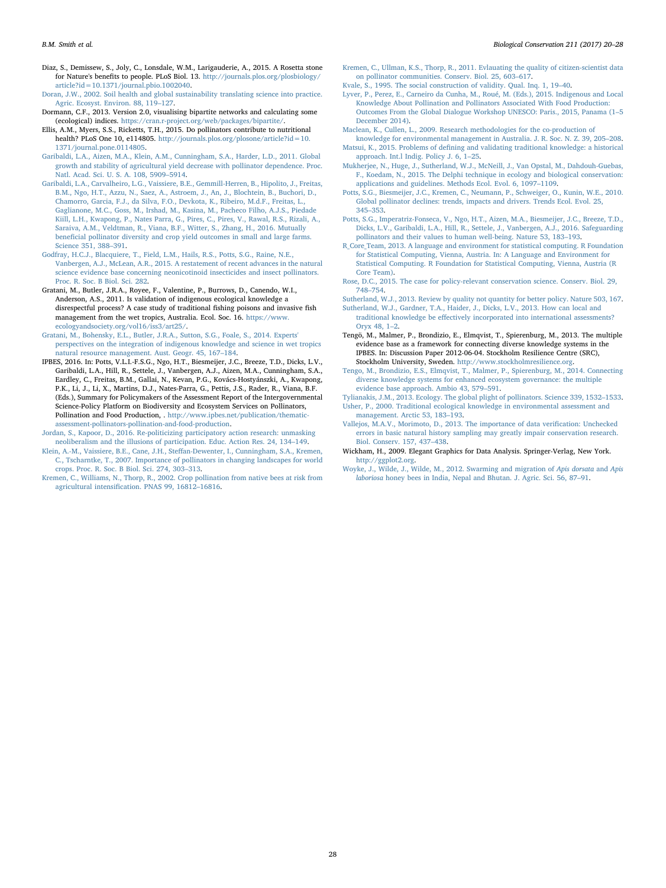Diaz, S., Demissew, S., Joly, C., Lonsdale, W.M., Larigauderie, A., 2015. A Rosetta stone for Nature's benefits to people. PLoS Biol. 13. http://journals.plos.org/plosbiology/article?id=10.1371/journal.pbio.1002040.

Doran, J.W., 2002. Soil health and global sustainability translating science into practice. Agric. Ecosyst. Environ. 88, 119–127.

Dormann, C.F., 2013. Version 2.0, visualising bipartite networks and calculating some (ecological) indices. https://cran.r-project.org/web/packages/bipartite/.

Ellis, A.M., Myers, S.S., Ricketts, T.H., 2015. Do pollinators contribute to nutritional health? PLoS One 10, e114805. http://journals.plos.org/plosone/article?id=10.1371/journal.pone.0114805.

Garibaldi, L.A., Aizen, M.A., Klein, A.M., Cunningham, S.A., Harder, L.D., 2011. Global growth and stability of agricultural yield decrease with pollinator dependence. Proc. Natl. Acad. Sci. U. S. A. 108, 5909–5914.

Garibaldi, L.A., Carvalheiro, L.G., Vaissiere, B.E., Gemmill-Herren, B., Hipolito, J., Freitas, B.M., Ngo, H.T., Azzu, N., Saez, A., Astroem, J., An, J., Blochtein, B., Buchori, D., Chamorro, Garcia, F.J., da Silva, F.O., Devkota, K., Ribeiro, M.d.F., Freitas, L., Gaglianone, M.C., Goss, M., Irshad, M., Kasina, M., Pacheco Filho, A.J.S., Piedade Kiill, L.H., Kwapong, P., Nates Parra, G., Pires, C., Pires, V., Rawal, R.S., Rizali, A., Saraiva, A.M., Veldtman, R., Viana, B.F., Witter, S., Zhang, H., 2016. Mutually beneficial pollinator diversity and crop yield outcomes in small and large farms. Science 351, 388–391.

Godfray, H.C.J., Blacquiere, T., Field, L.M., Hails, R.S., Potts, S.G., Raine, N.E., Vanbergen, A.J., McLean, A.R., 2015. A restatement of recent advances in the natural science evidence base concerning neonicotinoid insecticides and insect pollinators. Proc. R. Soc. B Biol. Sci. 282.

Gratani, M., Butler, J.R.A., Royee, F., Valentine, P., Burrows, D., Canendo, W.I., Anderson, A.S., 2011. Is validation of indigenous ecological knowledge a disrespectful process? A case study of traditional fishing poisons and invasive fish management from the wet tropics, Australia. Ecol. Soc. 16. https://www.ecologyandsociety.org/vol16/iss3/art25/.

Gratani, M., Bohensky, E.L., Butler, J.R.A., Sutton, S.G., Foale, S., 2014. Experts' perspectives on the integration of indigenous knowledge and science in wet tropics natural resource management. Aust. Geogr. 45, 167–184.

IPBES, 2016. In: Potts, V.L.I.-F.S.G., Ngo, H.T., Biesmeijer, J.C., Breeze, T.D., Dicks, L.V., Garibaldi, L.A., Hill, R., Settele, J., Vanbergen, A.J., Aizen, M.A., Cunningham, S.A., Eardley, C., Freitas, B.M., Gallai, N., Kevan, P.G., Kovács-Hostyánszki, A., Kwapong, P.K., Li, J., Li, X., Martins, D.J., Nates-Parra, G., Pettis, J.S., Rader, R., Viana, B.F. (Eds.), Summary for Policymakers of the Assessment Report of the Intergovernmental Science-Policy Platform on Biodiversity and Ecosystem Services on Pollinators, Pollination and Food Production, . http://www.ipbes.net/publication/thematic-assessment-pollinators-pollination-and-food-production.

Jordan, S., Kapoor, D., 2016. Re-politicizing participatory action research: unmasking neoliberalism and the illusions of participation. Educ. Action Res. 24, 134–149.

Klein, A.-M., Vaissiere, B.E., Cane, J.H., Steffan-Dewenter, I., Cunningham, S.A., Kremen, C., Tscharntke, T., 2007. Importance of pollinators in changing landscapes for world crops. Proc. R. Soc. B Biol. Sci. 274, 303–313.

Kremen, C., Williams, N., Thorp, R., 2002. Crop pollination from native bees at risk from agricultural intensification. PNAS 99, 16812–16816.

Kremen, C., Ullman, K.S., Thorp, R., 2011. Evlauating the quality of citizen-scientist data on pollinator communities. Conserv. Biol. 25, 603–617.

Kvale, S., 1995. The social construction of validity. Qual. Inq. 1, 19–40.

Lyver, P., Perez, E., Carneiro da Cunha, M., Roué, M. (Eds.), 2015. Indigenous and Local Knowledge About Pollination and Pollinators Associated With Food Production: Outcomes From the Global Dialogue Workshop UNESCO: Paris., 2015, Panama (1–5 December 2014).

Maclean, K., Cullen, L., 2009. Research methodologies for the co-production of knowledge for environmental management in Australia. J. R. Soc. N. Z. 39, 205–208.

Matsui, K., 2015. Problems of defining and validating traditional knowledge: a historical approach. Int.l Indig. Policy J. 6, 1–25.

Mukherjee, N., Huge, J., Sutherland, W.J., McNeill, J., Van Opstal, M., Dahdouh-Guebas, F., Koedam, N., 2015. The Delphi technique in ecology and biological conservation: applications and guidelines. Methods Ecol. Evol. 6, 1097–1109.

Potts, S.G., Biesmeijer, J.C., Kremen, C., Neumann, P., Schweiger, O., Kunin, W.E., 2010. Global pollinator declines: trends, impacts and drivers. Trends Ecol. Evol. 25, 345–353.

Potts, S.G., Imperatriz-Fonseca, V., Ngo, H.T., Aizen, M.A., Biesmeijer, J.C., Breeze, T.D., Dicks, L.V., Garibaldi, L.A., Hill, R., Settele, J., Vanbergen, A.J., 2016. Safeguarding pollinators and their values to human well-being. Nature 53, 183–193.

R_Core_Team, 2013. A language and environment for statistical computing. R Foundation for Statistical Computing, Vienna, Austria. In: A Language and Environment for Statistical Computing. R Foundation for Statistical Computing, Vienna, Austria (R Core Team).

Rose, D.C., 2015. The case for policy-relevant conservation science. Conserv. Biol. 29, 748–754.

Sutherland, W.J., 2013. Review by quality not quantity for better policy. Nature 503, 167.

Sutherland, W.J., Gardner, T.A., Haider, J., Dicks, L.V., 2013. How can local and traditional knowledge be effectively incorporated into international assessments? Oryx 48, 1–2.

Tengö, M., Malmer, P., Brondizio, E., Elmqvist, T., Spierenburg, M., 2013. The multiple evidence base as a framework for connecting diverse knowledge systems in the IPBES. In: Discussion Paper 2012-06-04. Stockholm Resilience Centre (SRC), Stockholm University, Sweden. http://www.stockholmresilience.org.

Tengo, M., Brondizio, E.S., Elmqvist, T., Malmer, P., Spierenburg, M., 2014. Connecting diverse knowledge systems for enhanced ecosystem governance: the multiple evidence base approach. Ambio 43, 579–591.

Tylianakis, J.M., 2013. Ecology. The global plight of pollinators. Science 339, 1532–1533.

Usher, P., 2000. Traditional ecological knowledge in environmental assessment and management. Arctic 53, 183–193.

Vallejos, M.A.V., Morimoto, D., 2013. The importance of data verification: Unchecked errors in basic natural history sampling may greatly impair conservation research. Biol. Conserv. 157, 437–438.

Wickham, H., 2009. Elegant Graphics for Data Analysis. Springer-Verlag, New York. http://ggplot2.org.

Woyke, J., Wilde, J., Wilde, M., 2012. Swarming and migration of *Apis dorsata* and *Apis laboriosa* honey bees in India, Nepal and Bhutan. J. Agric. Sci. 56, 87–91.